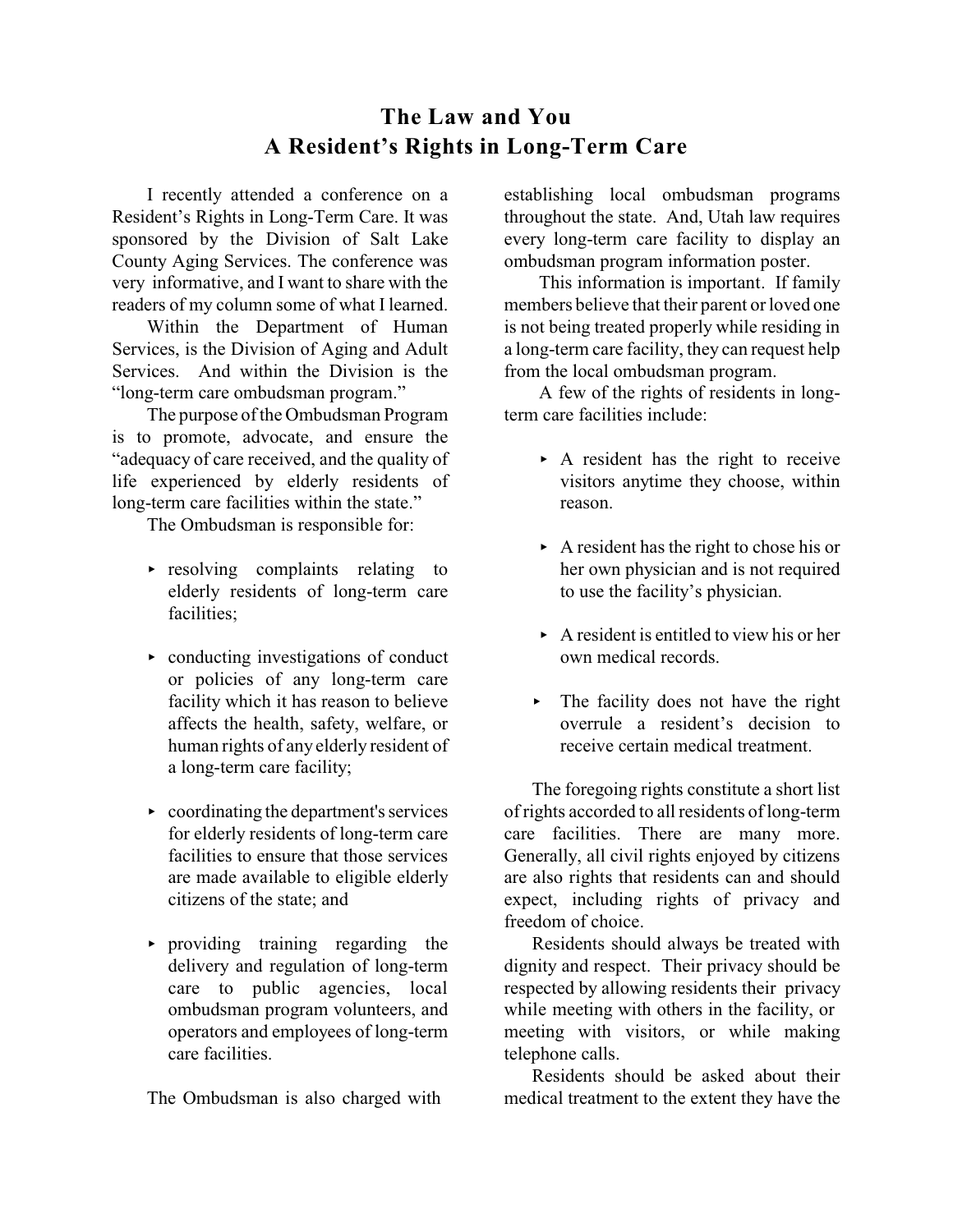# The Law and You
## A Resident's Rights in Long-Term Care

I recently attended a conference on a Resident's Rights in Long-Term Care. It was sponsored by the Division of Salt Lake County Aging Services. The conference was very informative, and I want to share with the readers of my column some of what I learned.

Within the Department of Human Services, is the Division of Aging and Adult Services. And within the Division is the "long-term care ombudsman program."

The purpose of the Ombudsman Program is to promote, advocate, and ensure the "adequacy of care received, and the quality of life experienced by elderly residents of long-term care facilities within the state."

The Ombudsman is responsible for:

- resolving complaints relating to elderly residents of long-term care facilities;
- conducting investigations of conduct or policies of any long-term care facility which it has reason to believe affects the health, safety, welfare, or human rights of any elderly resident of a long-term care facility;
- coordinating the department's services for elderly residents of long-term care facilities to ensure that those services are made available to eligible elderly citizens of the state; and
- providing training regarding the delivery and regulation of long-term care to public agencies, local ombudsman program volunteers, and operators and employees of long-term care facilities.

The Ombudsman is also charged with establishing local ombudsman programs throughout the state. And, Utah law requires every long-term care facility to display an ombudsman program information poster.

This information is important. If family members believe that their parent or loved one is not being treated properly while residing in a long-term care facility, they can request help from the local ombudsman program.

A few of the rights of residents in long-term care facilities include:

- A resident has the right to receive visitors anytime they choose, within reason.
- A resident has the right to chose his or her own physician and is not required to use the facility's physician.
- A resident is entitled to view his or her own medical records.
- The facility does not have the right overrule a resident's decision to receive certain medical treatment.

The foregoing rights constitute a short list of rights accorded to all residents of long-term care facilities. There are many more. Generally, all civil rights enjoyed by citizens are also rights that residents can and should expect, including rights of privacy and freedom of choice.

Residents should always be treated with dignity and respect. Their privacy should be respected by allowing residents their privacy while meeting with others in the facility, or meeting with visitors, or while making telephone calls.

Residents should be asked about their medical treatment to the extent they have the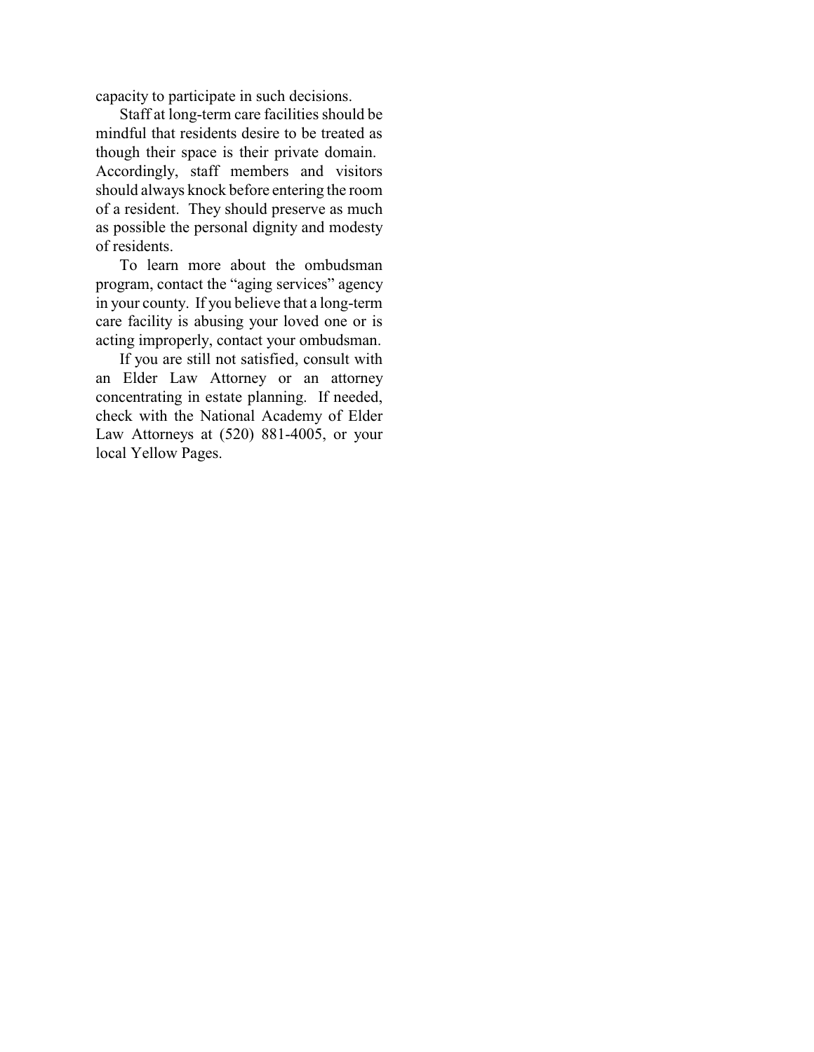capacity to participate in such decisions.

Staff at long-term care facilities should be mindful that residents desire to be treated as though their space is their private domain. Accordingly, staff members and visitors should always knock before entering the room of a resident. They should preserve as much as possible the personal dignity and modesty of residents.

To learn more about the ombudsman program, contact the "aging services" agency in your county. If you believe that a long-term care facility is abusing your loved one or is acting improperly, contact your ombudsman.

If you are still not satisfied, consult with an Elder Law Attorney or an attorney concentrating in estate planning. If needed, check with the National Academy of Elder Law Attorneys at (520) 881-4005, or your local Yellow Pages.